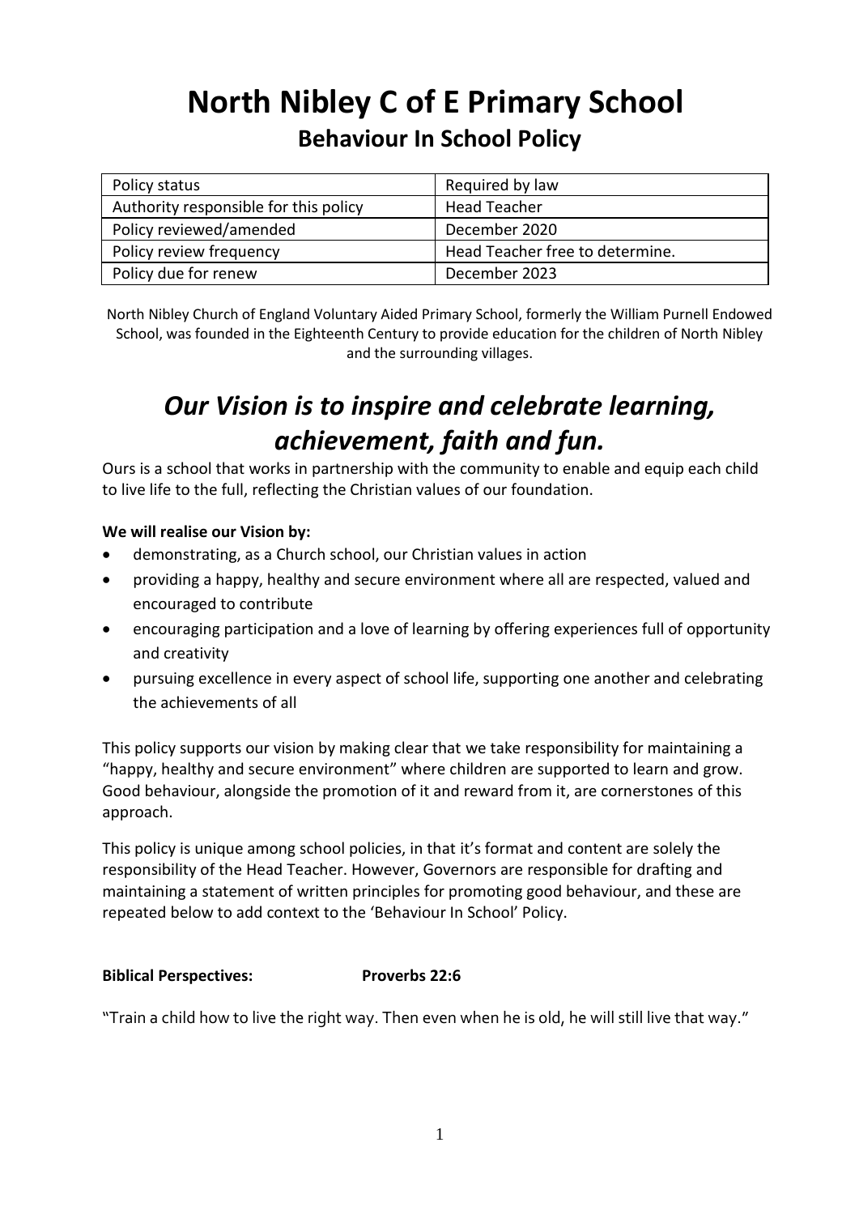# North Nibley C of E Primary School

## Behaviour In School Policy

| | |
|---|---|
| Policy status | Required by law |
| Authority responsible for this policy | Head Teacher |
| Policy reviewed/amended | December 2020 |
| Policy review frequency | Head Teacher free to determine. |
| Policy due for renew | December 2023 |

North Nibley Church of England Voluntary Aided Primary School, formerly the William Purnell Endowed School, was founded in the Eighteenth Century to provide education for the children of North Nibley and the surrounding villages.

# *Our Vision is to inspire and celebrate learning, achievement, faith and fun.*

Ours is a school that works in partnership with the community to enable and equip each child to live life to the full, reflecting the Christian values of our foundation.

**We will realise our Vision by:**

- demonstrating, as a Church school, our Christian values in action
- providing a happy, healthy and secure environment where all are respected, valued and encouraged to contribute
- encouraging participation and a love of learning by offering experiences full of opportunity and creativity
- pursuing excellence in every aspect of school life, supporting one another and celebrating the achievements of all

This policy supports our vision by making clear that we take responsibility for maintaining a "happy, healthy and secure environment" where children are supported to learn and grow. Good behaviour, alongside the promotion of it and reward from it, are cornerstones of this approach.

This policy is unique among school policies, in that it's format and content are solely the responsibility of the Head Teacher. However, Governors are responsible for drafting and maintaining a statement of written principles for promoting good behaviour, and these are repeated below to add context to the 'Behaviour In School' Policy.

**Biblical Perspectives:** **Proverbs 22:6**

"Train a child how to live the right way. Then even when he is old, he will still live that way."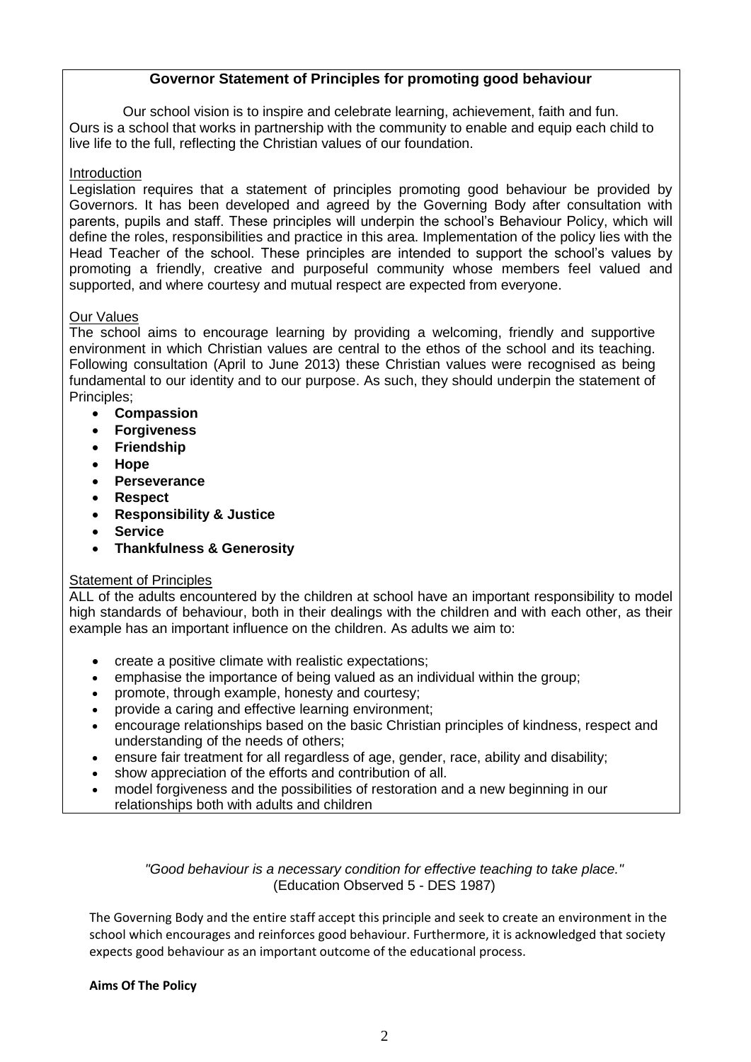## Governor Statement of Principles for promoting good behaviour

Our school vision is to inspire and celebrate learning, achievement, faith and fun. Ours is a school that works in partnership with the community to enable and equip each child to live life to the full, reflecting the Christian values of our foundation.

### Introduction

Legislation requires that a statement of principles promoting good behaviour be provided by Governors. It has been developed and agreed by the Governing Body after consultation with parents, pupils and staff. These principles will underpin the school's Behaviour Policy, which will define the roles, responsibilities and practice in this area. Implementation of the policy lies with the Head Teacher of the school. These principles are intended to support the school's values by promoting a friendly, creative and purposeful community whose members feel valued and supported, and where courtesy and mutual respect are expected from everyone.

### Our Values

The school aims to encourage learning by providing a welcoming, friendly and supportive environment in which Christian values are central to the ethos of the school and its teaching. Following consultation (April to June 2013) these Christian values were recognised as being fundamental to our identity and to our purpose. As such, they should underpin the statement of Principles;

- **Compassion**
- **Forgiveness**
- **Friendship**
- **Hope**
- **Perseverance**
- **Respect**
- **Responsibility & Justice**
- **Service**
- **Thankfulness & Generosity**

### Statement of Principles

ALL of the adults encountered by the children at school have an important responsibility to model high standards of behaviour, both in their dealings with the children and with each other, as their example has an important influence on the children. As adults we aim to:

- create a positive climate with realistic expectations;
- emphasise the importance of being valued as an individual within the group;
- promote, through example, honesty and courtesy;
- provide a caring and effective learning environment;
- encourage relationships based on the basic Christian principles of kindness, respect and understanding of the needs of others;
- ensure fair treatment for all regardless of age, gender, race, ability and disability;
- show appreciation of the efforts and contribution of all.
- model forgiveness and the possibilities of restoration and a new beginning in our relationships both with adults and children

*"Good behaviour is a necessary condition for effective teaching to take place."*
(Education Observed 5 - DES 1987)

The Governing Body and the entire staff accept this principle and seek to create an environment in the school which encourages and reinforces good behaviour. Furthermore, it is acknowledged that society expects good behaviour as an important outcome of the educational process.

**Aims Of The Policy**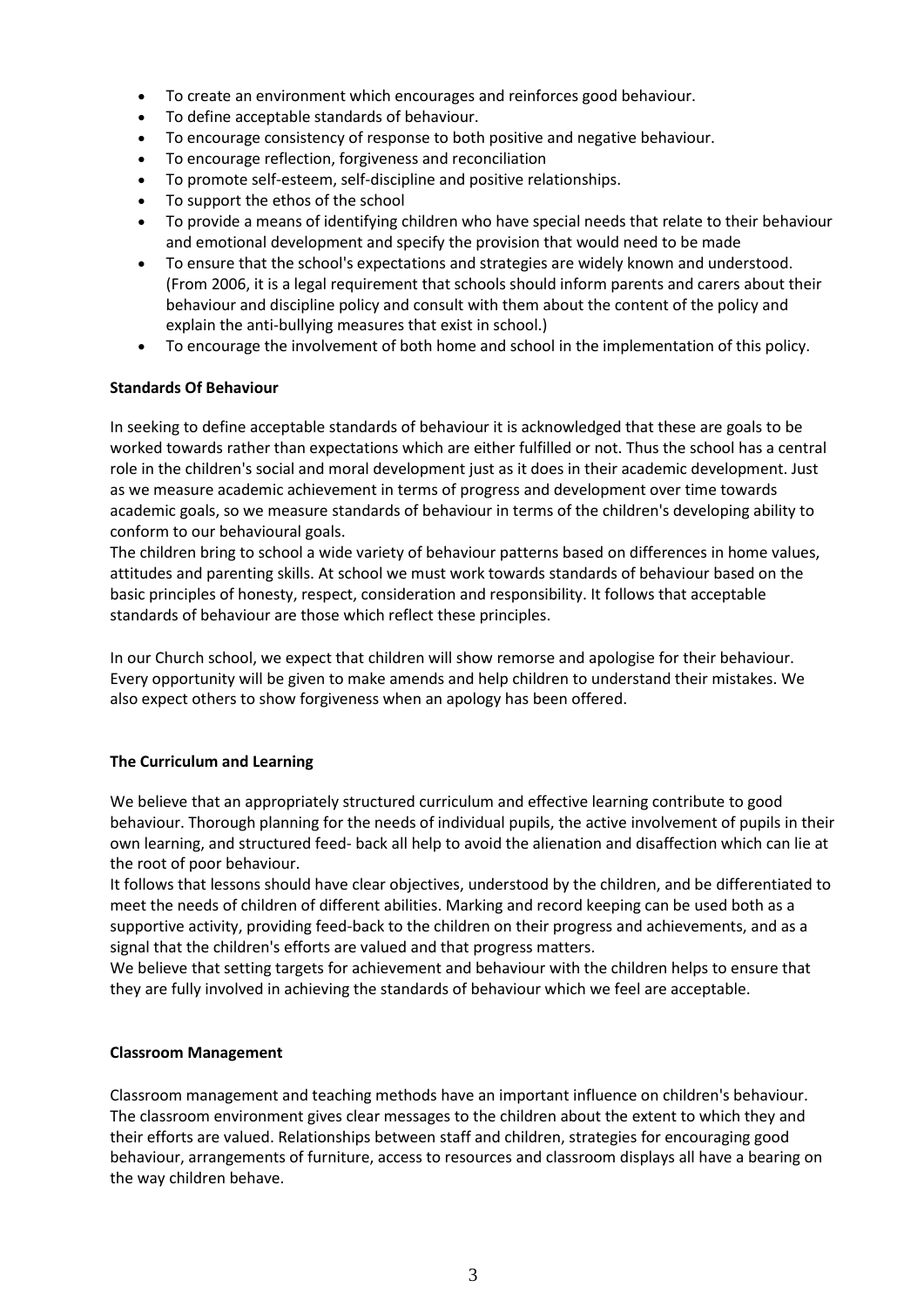- To create an environment which encourages and reinforces good behaviour.
- To define acceptable standards of behaviour.
- To encourage consistency of response to both positive and negative behaviour.
- To encourage reflection, forgiveness and reconciliation
- To promote self-esteem, self-discipline and positive relationships.
- To support the ethos of the school
- To provide a means of identifying children who have special needs that relate to their behaviour and emotional development and specify the provision that would need to be made
- To ensure that the school's expectations and strategies are widely known and understood. (From 2006, it is a legal requirement that schools should inform parents and carers about their behaviour and discipline policy and consult with them about the content of the policy and explain the anti-bullying measures that exist in school.)
- To encourage the involvement of both home and school in the implementation of this policy.

**Standards Of Behaviour**

In seeking to define acceptable standards of behaviour it is acknowledged that these are goals to be worked towards rather than expectations which are either fulfilled or not. Thus the school has a central role in the children's social and moral development just as it does in their academic development. Just as we measure academic achievement in terms of progress and development over time towards academic goals, so we measure standards of behaviour in terms of the children's developing ability to conform to our behavioural goals.
The children bring to school a wide variety of behaviour patterns based on differences in home values, attitudes and parenting skills. At school we must work towards standards of behaviour based on the basic principles of honesty, respect, consideration and responsibility. It follows that acceptable standards of behaviour are those which reflect these principles.

In our Church school, we expect that children will show remorse and apologise for their behaviour. Every opportunity will be given to make amends and help children to understand their mistakes. We also expect others to show forgiveness when an apology has been offered.

**The Curriculum and Learning**

We believe that an appropriately structured curriculum and effective learning contribute to good behaviour. Thorough planning for the needs of individual pupils, the active involvement of pupils in their own learning, and structured feed- back all help to avoid the alienation and disaffection which can lie at the root of poor behaviour.
It follows that lessons should have clear objectives, understood by the children, and be differentiated to meet the needs of children of different abilities. Marking and record keeping can be used both as a supportive activity, providing feed-back to the children on their progress and achievements, and as a signal that the children's efforts are valued and that progress matters.
We believe that setting targets for achievement and behaviour with the children helps to ensure that they are fully involved in achieving the standards of behaviour which we feel are acceptable.

**Classroom Management**

Classroom management and teaching methods have an important influence on children's behaviour. The classroom environment gives clear messages to the children about the extent to which they and their efforts are valued. Relationships between staff and children, strategies for encouraging good behaviour, arrangements of furniture, access to resources and classroom displays all have a bearing on the way children behave.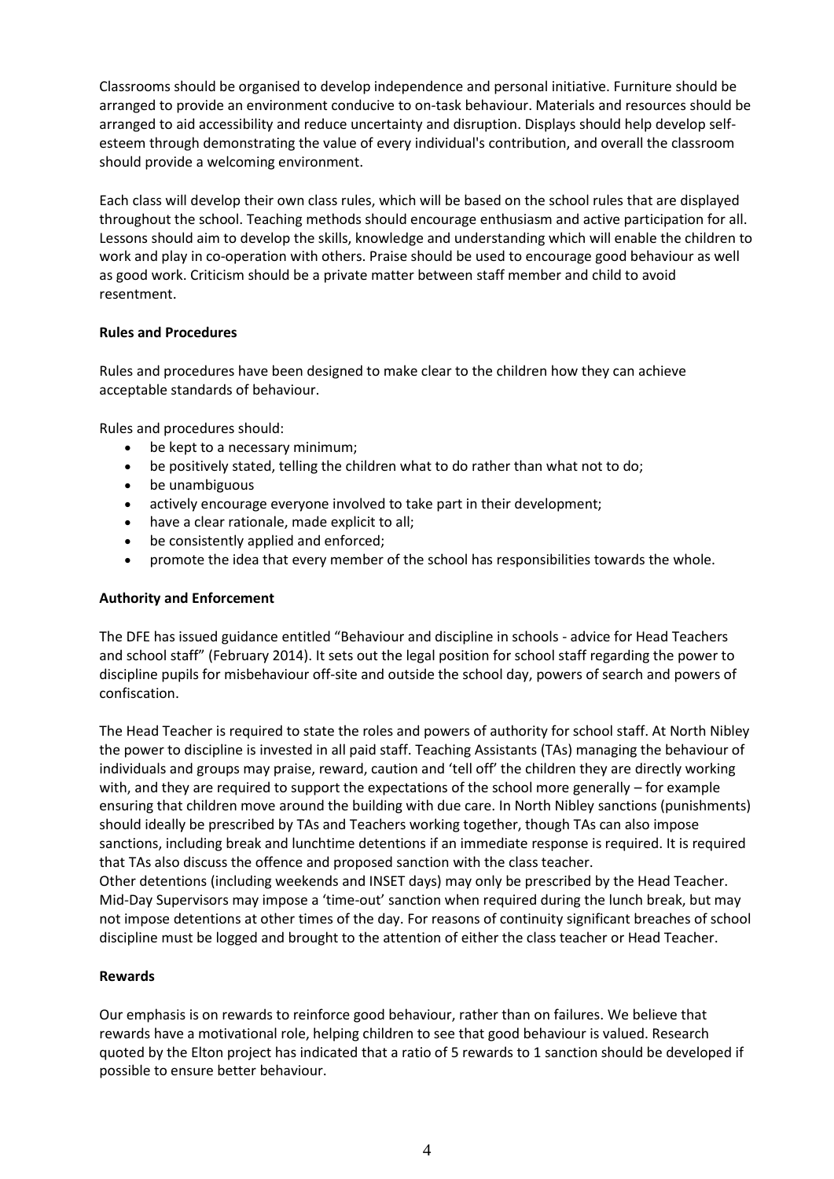Classrooms should be organised to develop independence and personal initiative. Furniture should be arranged to provide an environment conducive to on-task behaviour. Materials and resources should be arranged to aid accessibility and reduce uncertainty and disruption. Displays should help develop self-esteem through demonstrating the value of every individual's contribution, and overall the classroom should provide a welcoming environment.

Each class will develop their own class rules, which will be based on the school rules that are displayed throughout the school. Teaching methods should encourage enthusiasm and active participation for all. Lessons should aim to develop the skills, knowledge and understanding which will enable the children to work and play in co-operation with others. Praise should be used to encourage good behaviour as well as good work. Criticism should be a private matter between staff member and child to avoid resentment.

**Rules and Procedures**

Rules and procedures have been designed to make clear to the children how they can achieve acceptable standards of behaviour.

Rules and procedures should:

- be kept to a necessary minimum;
- be positively stated, telling the children what to do rather than what not to do;
- be unambiguous
- actively encourage everyone involved to take part in their development;
- have a clear rationale, made explicit to all;
- be consistently applied and enforced;
- promote the idea that every member of the school has responsibilities towards the whole.

**Authority and Enforcement**

The DFE has issued guidance entitled "Behaviour and discipline in schools - advice for Head Teachers and school staff" (February 2014). It sets out the legal position for school staff regarding the power to discipline pupils for misbehaviour off-site and outside the school day, powers of search and powers of confiscation.

The Head Teacher is required to state the roles and powers of authority for school staff. At North Nibley the power to discipline is invested in all paid staff. Teaching Assistants (TAs) managing the behaviour of individuals and groups may praise, reward, caution and 'tell off' the children they are directly working with, and they are required to support the expectations of the school more generally – for example ensuring that children move around the building with due care. In North Nibley sanctions (punishments) should ideally be prescribed by TAs and Teachers working together, though TAs can also impose sanctions, including break and lunchtime detentions if an immediate response is required. It is required that TAs also discuss the offence and proposed sanction with the class teacher.
Other detentions (including weekends and INSET days) may only be prescribed by the Head Teacher. Mid-Day Supervisors may impose a 'time-out' sanction when required during the lunch break, but may not impose detentions at other times of the day. For reasons of continuity significant breaches of school discipline must be logged and brought to the attention of either the class teacher or Head Teacher.

**Rewards**

Our emphasis is on rewards to reinforce good behaviour, rather than on failures. We believe that rewards have a motivational role, helping children to see that good behaviour is valued. Research quoted by the Elton project has indicated that a ratio of 5 rewards to 1 sanction should be developed if possible to ensure better behaviour.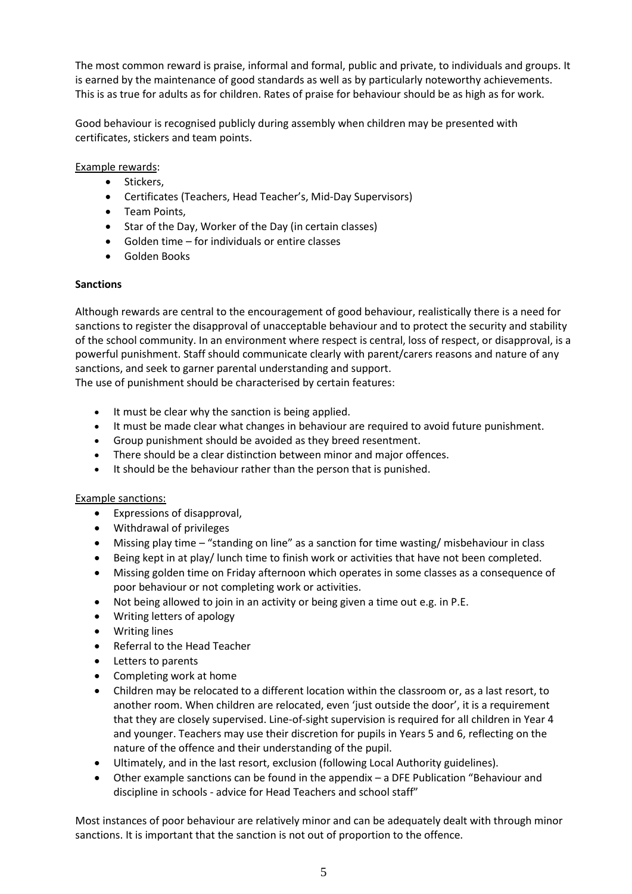The most common reward is praise, informal and formal, public and private, to individuals and groups. It is earned by the maintenance of good standards as well as by particularly noteworthy achievements. This is as true for adults as for children. Rates of praise for behaviour should be as high as for work.

Good behaviour is recognised publicly during assembly when children may be presented with certificates, stickers and team points.

Example rewards:

- Stickers,
- Certificates (Teachers, Head Teacher's, Mid-Day Supervisors)
- Team Points,
- Star of the Day, Worker of the Day (in certain classes)
- Golden time – for individuals or entire classes
- Golden Books

**Sanctions**

Although rewards are central to the encouragement of good behaviour, realistically there is a need for sanctions to register the disapproval of unacceptable behaviour and to protect the security and stability of the school community. In an environment where respect is central, loss of respect, or disapproval, is a powerful punishment. Staff should communicate clearly with parent/carers reasons and nature of any sanctions, and seek to garner parental understanding and support.
The use of punishment should be characterised by certain features:

- It must be clear why the sanction is being applied.
- It must be made clear what changes in behaviour are required to avoid future punishment.
- Group punishment should be avoided as they breed resentment.
- There should be a clear distinction between minor and major offences.
- It should be the behaviour rather than the person that is punished.

Example sanctions:

- Expressions of disapproval,
- Withdrawal of privileges
- Missing play time – "standing on line" as a sanction for time wasting/ misbehaviour in class
- Being kept in at play/ lunch time to finish work or activities that have not been completed.
- Missing golden time on Friday afternoon which operates in some classes as a consequence of poor behaviour or not completing work or activities.
- Not being allowed to join in an activity or being given a time out e.g. in P.E.
- Writing letters of apology
- Writing lines
- Referral to the Head Teacher
- Letters to parents
- Completing work at home
- Children may be relocated to a different location within the classroom or, as a last resort, to another room. When children are relocated, even 'just outside the door', it is a requirement that they are closely supervised. Line-of-sight supervision is required for all children in Year 4 and younger. Teachers may use their discretion for pupils in Years 5 and 6, reflecting on the nature of the offence and their understanding of the pupil.
- Ultimately, and in the last resort, exclusion (following Local Authority guidelines).
- Other example sanctions can be found in the appendix – a DFE Publication "Behaviour and discipline in schools - advice for Head Teachers and school staff"

Most instances of poor behaviour are relatively minor and can be adequately dealt with through minor sanctions. It is important that the sanction is not out of proportion to the offence.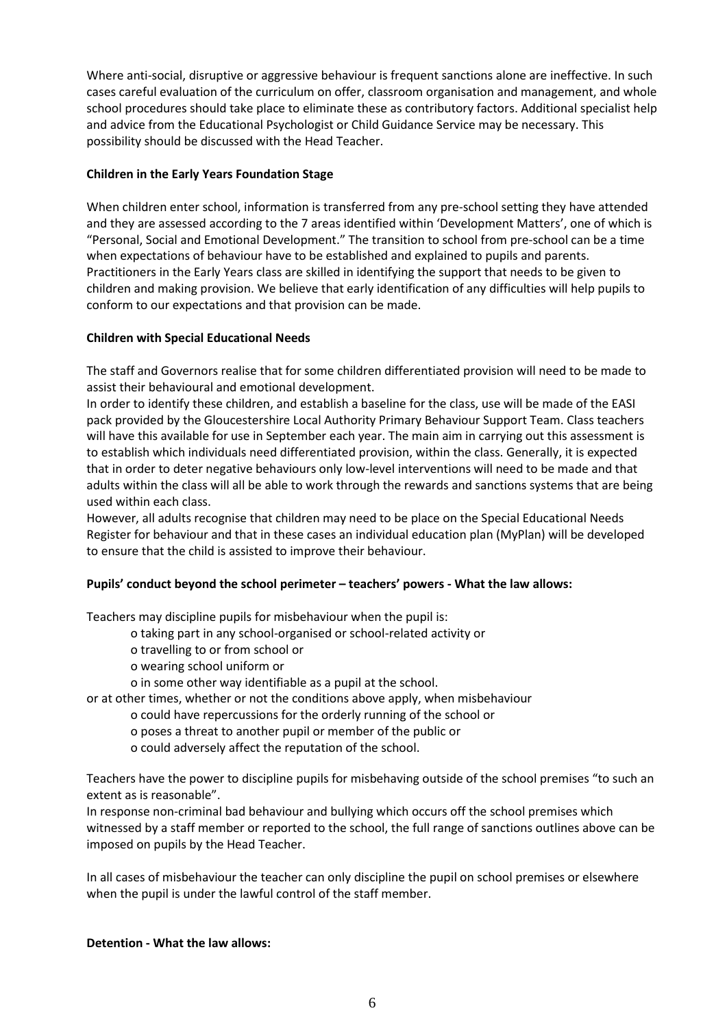Where anti-social, disruptive or aggressive behaviour is frequent sanctions alone are ineffective. In such cases careful evaluation of the curriculum on offer, classroom organisation and management, and whole school procedures should take place to eliminate these as contributory factors. Additional specialist help and advice from the Educational Psychologist or Child Guidance Service may be necessary. This possibility should be discussed with the Head Teacher.

**Children in the Early Years Foundation Stage**

When children enter school, information is transferred from any pre-school setting they have attended and they are assessed according to the 7 areas identified within 'Development Matters', one of which is "Personal, Social and Emotional Development." The transition to school from pre-school can be a time when expectations of behaviour have to be established and explained to pupils and parents. Practitioners in the Early Years class are skilled in identifying the support that needs to be given to children and making provision. We believe that early identification of any difficulties will help pupils to conform to our expectations and that provision can be made.

**Children with Special Educational Needs**

The staff and Governors realise that for some children differentiated provision will need to be made to assist their behavioural and emotional development.
In order to identify these children, and establish a baseline for the class, use will be made of the EASI pack provided by the Gloucestershire Local Authority Primary Behaviour Support Team. Class teachers will have this available for use in September each year. The main aim in carrying out this assessment is to establish which individuals need differentiated provision, within the class. Generally, it is expected that in order to deter negative behaviours only low-level interventions will need to be made and that adults within the class will all be able to work through the rewards and sanctions systems that are being used within each class.
However, all adults recognise that children may need to be place on the Special Educational Needs Register for behaviour and that in these cases an individual education plan (MyPlan) will be developed to ensure that the child is assisted to improve their behaviour.

**Pupils' conduct beyond the school perimeter – teachers' powers - What the law allows:**

Teachers may discipline pupils for misbehaviour when the pupil is:

- o taking part in any school-organised or school-related activity or
- o travelling to or from school or
- o wearing school uniform or
- o in some other way identifiable as a pupil at the school.

or at other times, whether or not the conditions above apply, when misbehaviour

- o could have repercussions for the orderly running of the school or
- o poses a threat to another pupil or member of the public or
- o could adversely affect the reputation of the school.

Teachers have the power to discipline pupils for misbehaving outside of the school premises "to such an extent as is reasonable".
In response non-criminal bad behaviour and bullying which occurs off the school premises which witnessed by a staff member or reported to the school, the full range of sanctions outlines above can be imposed on pupils by the Head Teacher.

In all cases of misbehaviour the teacher can only discipline the pupil on school premises or elsewhere when the pupil is under the lawful control of the staff member.

**Detention - What the law allows:**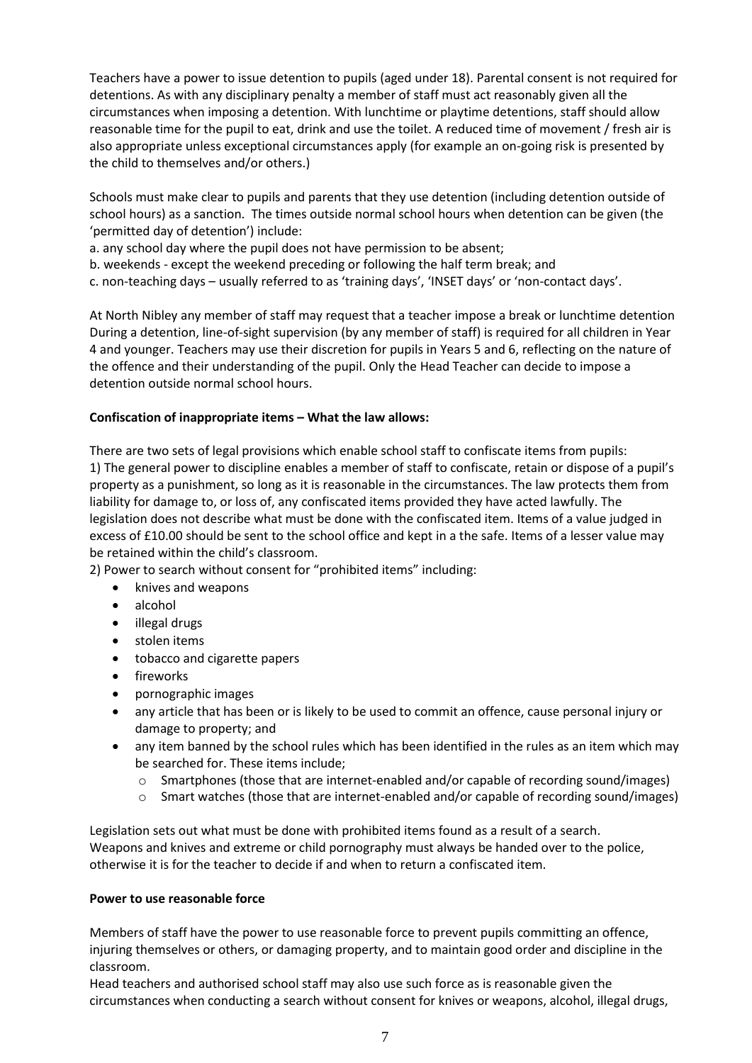Teachers have a power to issue detention to pupils (aged under 18). Parental consent is not required for detentions. As with any disciplinary penalty a member of staff must act reasonably given all the circumstances when imposing a detention. With lunchtime or playtime detentions, staff should allow reasonable time for the pupil to eat, drink and use the toilet. A reduced time of movement / fresh air is also appropriate unless exceptional circumstances apply (for example an on-going risk is presented by the child to themselves and/or others.)

Schools must make clear to pupils and parents that they use detention (including detention outside of school hours) as a sanction. The times outside normal school hours when detention can be given (the 'permitted day of detention') include:

a. any school day where the pupil does not have permission to be absent;
b. weekends - except the weekend preceding or following the half term break; and
c. non-teaching days – usually referred to as 'training days', 'INSET days' or 'non-contact days'.

At North Nibley any member of staff may request that a teacher impose a break or lunchtime detention During a detention, line-of-sight supervision (by any member of staff) is required for all children in Year 4 and younger. Teachers may use their discretion for pupils in Years 5 and 6, reflecting on the nature of the offence and their understanding of the pupil. Only the Head Teacher can decide to impose a detention outside normal school hours.

**Confiscation of inappropriate items – What the law allows:**

There are two sets of legal provisions which enable school staff to confiscate items from pupils:
1) The general power to discipline enables a member of staff to confiscate, retain or dispose of a pupil's property as a punishment, so long as it is reasonable in the circumstances. The law protects them from liability for damage to, or loss of, any confiscated items provided they have acted lawfully. The legislation does not describe what must be done with the confiscated item. Items of a value judged in excess of £10.00 should be sent to the school office and kept in a the safe. Items of a lesser value may be retained within the child's classroom.
2) Power to search without consent for "prohibited items" including:

- knives and weapons
- alcohol
- illegal drugs
- stolen items
- tobacco and cigarette papers
- fireworks
- pornographic images
- any article that has been or is likely to be used to commit an offence, cause personal injury or damage to property; and
- any item banned by the school rules which has been identified in the rules as an item which may be searched for. These items include;
  - Smartphones (those that are internet-enabled and/or capable of recording sound/images)
  - Smart watches (those that are internet-enabled and/or capable of recording sound/images)

Legislation sets out what must be done with prohibited items found as a result of a search. Weapons and knives and extreme or child pornography must always be handed over to the police, otherwise it is for the teacher to decide if and when to return a confiscated item.

**Power to use reasonable force**

Members of staff have the power to use reasonable force to prevent pupils committing an offence, injuring themselves or others, or damaging property, and to maintain good order and discipline in the classroom.
Head teachers and authorised school staff may also use such force as is reasonable given the circumstances when conducting a search without consent for knives or weapons, alcohol, illegal drugs,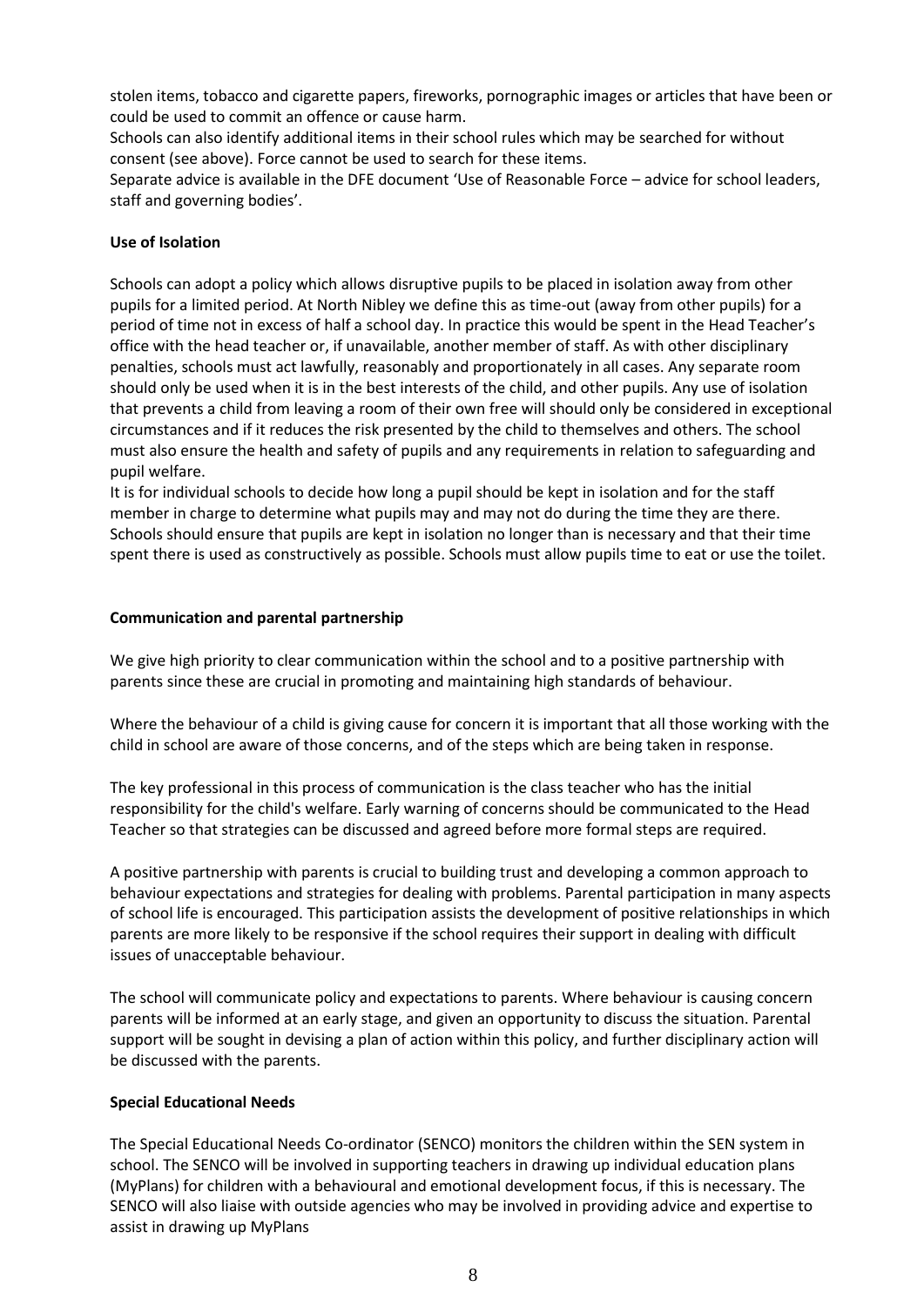stolen items, tobacco and cigarette papers, fireworks, pornographic images or articles that have been or could be used to commit an offence or cause harm.

Schools can also identify additional items in their school rules which may be searched for without consent (see above). Force cannot be used to search for these items.

Separate advice is available in the DFE document 'Use of Reasonable Force – advice for school leaders, staff and governing bodies'.

**Use of Isolation**

Schools can adopt a policy which allows disruptive pupils to be placed in isolation away from other pupils for a limited period. At North Nibley we define this as time-out (away from other pupils) for a period of time not in excess of half a school day. In practice this would be spent in the Head Teacher's office with the head teacher or, if unavailable, another member of staff. As with other disciplinary penalties, schools must act lawfully, reasonably and proportionately in all cases. Any separate room should only be used when it is in the best interests of the child, and other pupils. Any use of isolation that prevents a child from leaving a room of their own free will should only be considered in exceptional circumstances and if it reduces the risk presented by the child to themselves and others. The school must also ensure the health and safety of pupils and any requirements in relation to safeguarding and pupil welfare.

It is for individual schools to decide how long a pupil should be kept in isolation and for the staff member in charge to determine what pupils may and may not do during the time they are there. Schools should ensure that pupils are kept in isolation no longer than is necessary and that their time spent there is used as constructively as possible. Schools must allow pupils time to eat or use the toilet.

**Communication and parental partnership**

We give high priority to clear communication within the school and to a positive partnership with parents since these are crucial in promoting and maintaining high standards of behaviour.

Where the behaviour of a child is giving cause for concern it is important that all those working with the child in school are aware of those concerns, and of the steps which are being taken in response.

The key professional in this process of communication is the class teacher who has the initial responsibility for the child's welfare. Early warning of concerns should be communicated to the Head Teacher so that strategies can be discussed and agreed before more formal steps are required.

A positive partnership with parents is crucial to building trust and developing a common approach to behaviour expectations and strategies for dealing with problems. Parental participation in many aspects of school life is encouraged. This participation assists the development of positive relationships in which parents are more likely to be responsive if the school requires their support in dealing with difficult issues of unacceptable behaviour.

The school will communicate policy and expectations to parents. Where behaviour is causing concern parents will be informed at an early stage, and given an opportunity to discuss the situation. Parental support will be sought in devising a plan of action within this policy, and further disciplinary action will be discussed with the parents.

**Special Educational Needs**

The Special Educational Needs Co-ordinator (SENCO) monitors the children within the SEN system in school. The SENCO will be involved in supporting teachers in drawing up individual education plans (MyPlans) for children with a behavioural and emotional development focus, if this is necessary. The SENCO will also liaise with outside agencies who may be involved in providing advice and expertise to assist in drawing up MyPlans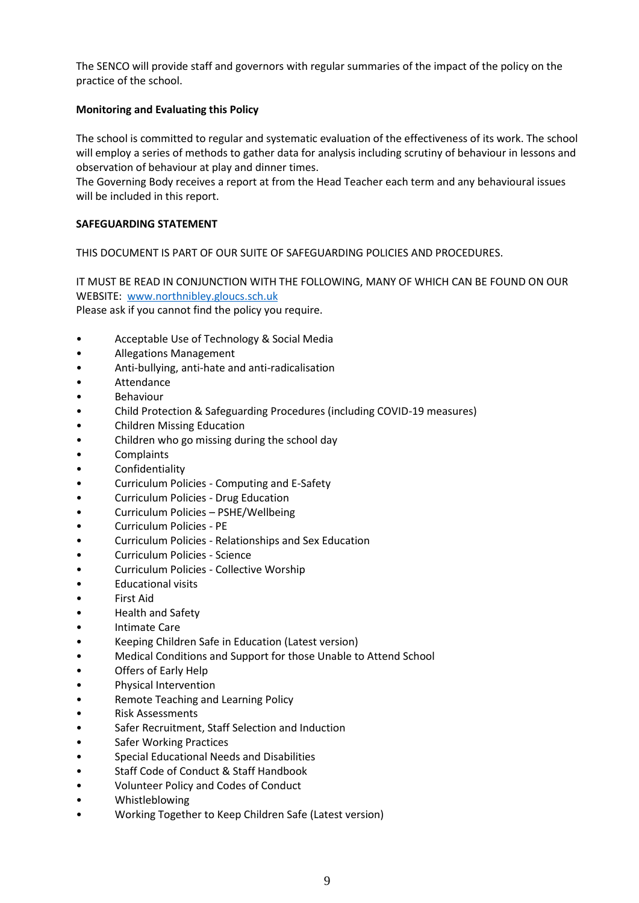The SENCO will provide staff and governors with regular summaries of the impact of the policy on the practice of the school.

**Monitoring and Evaluating this Policy**

The school is committed to regular and systematic evaluation of the effectiveness of its work. The school will employ a series of methods to gather data for analysis including scrutiny of behaviour in lessons and observation of behaviour at play and dinner times.
The Governing Body receives a report at from the Head Teacher each term and any behavioural issues will be included in this report.

**SAFEGUARDING STATEMENT**

THIS DOCUMENT IS PART OF OUR SUITE OF SAFEGUARDING POLICIES AND PROCEDURES.

IT MUST BE READ IN CONJUNCTION WITH THE FOLLOWING, MANY OF WHICH CAN BE FOUND ON OUR WEBSITE: [www.northnibley.gloucs.sch.uk](http://www.northnibley.gloucs.sch.uk)
Please ask if you cannot find the policy you require.

- Acceptable Use of Technology & Social Media
- Allegations Management
- Anti-bullying, anti-hate and anti-radicalisation
- Attendance
- Behaviour
- Child Protection & Safeguarding Procedures (including COVID-19 measures)
- Children Missing Education
- Children who go missing during the school day
- Complaints
- Confidentiality
- Curriculum Policies - Computing and E-Safety
- Curriculum Policies - Drug Education
- Curriculum Policies – PSHE/Wellbeing
- Curriculum Policies - PE
- Curriculum Policies - Relationships and Sex Education
- Curriculum Policies - Science
- Curriculum Policies - Collective Worship
- Educational visits
- First Aid
- Health and Safety
- Intimate Care
- Keeping Children Safe in Education (Latest version)
- Medical Conditions and Support for those Unable to Attend School
- Offers of Early Help
- Physical Intervention
- Remote Teaching and Learning Policy
- Risk Assessments
- Safer Recruitment, Staff Selection and Induction
- Safer Working Practices
- Special Educational Needs and Disabilities
- Staff Code of Conduct & Staff Handbook
- Volunteer Policy and Codes of Conduct
- Whistleblowing
- Working Together to Keep Children Safe (Latest version)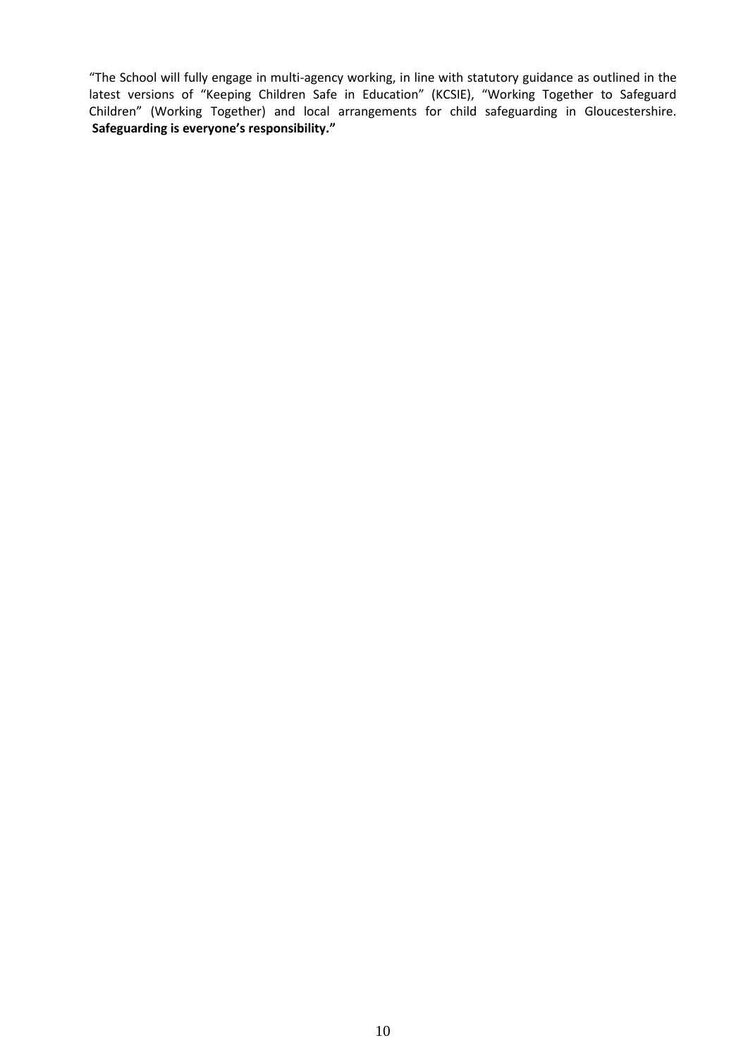"The School will fully engage in multi-agency working, in line with statutory guidance as outlined in the latest versions of "Keeping Children Safe in Education" (KCSIE), "Working Together to Safeguard Children" (Working Together) and local arrangements for child safeguarding in Gloucestershire. **Safeguarding is everyone's responsibility."**